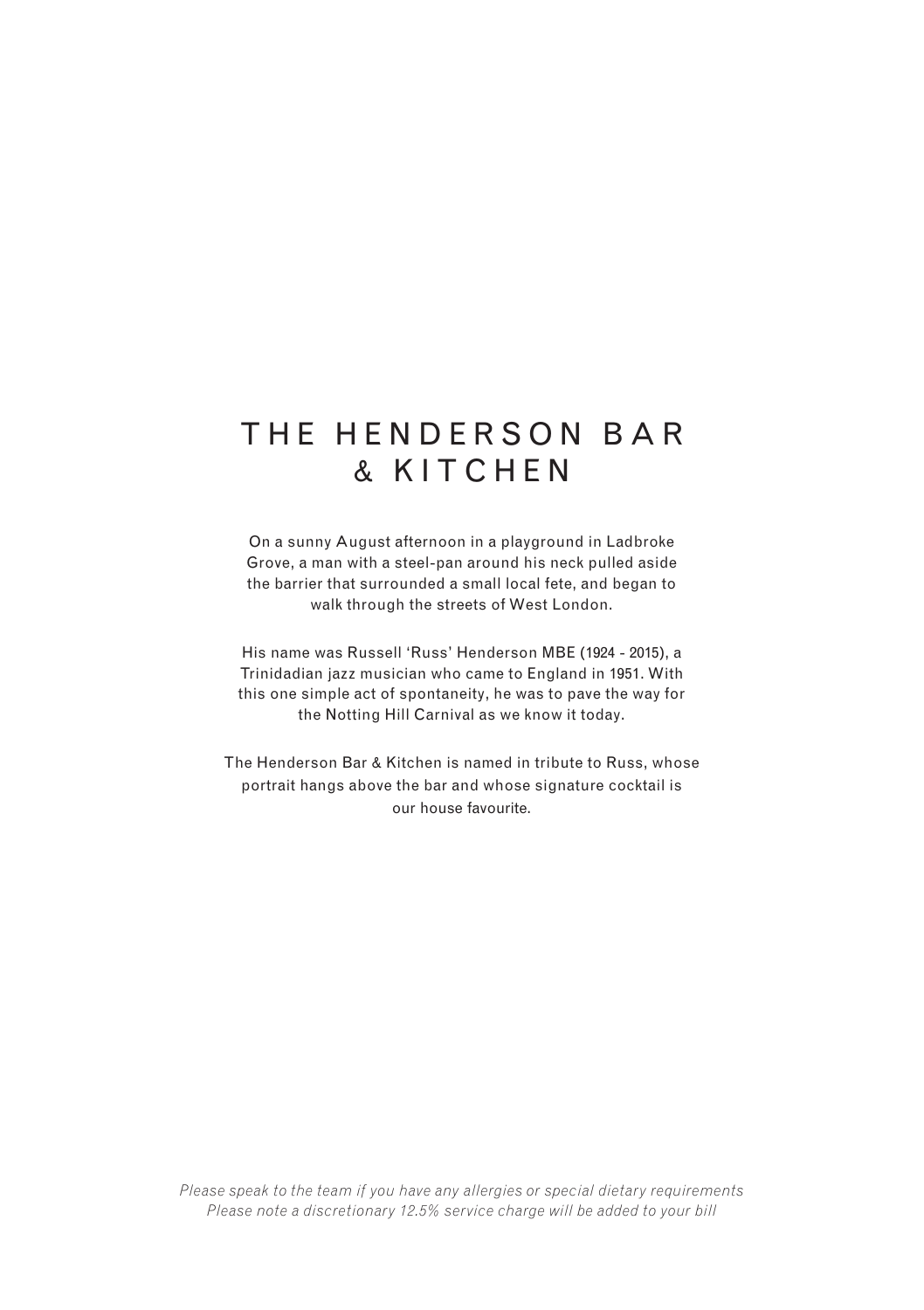# THE HENDERSON BAR & KITCHEN

On a sunny August afternoon in a playground in Ladbroke Grove, a man with a steel-pan around his neck pulled aside the barrier that surrounded a small local fete, and began to walk through the streets of West London.

His name was Russell 'Russ' Henderson MBE (1924 - 2015), a Trinidadian jazz musician who came to England in 1951. With this one simple act of spontaneity, he was to pave the way for the Notting Hill Carnival as we know it today.

The Henderson Bar & Kitchen is named in tribute to Russ, whose portrait hangs above the bar and whose signature cocktail is our house favourite.

*Please speak to the team if you have any allergies or special dietary requirements*
*Please note a discretionary 12.5% service charge will be added to your bill*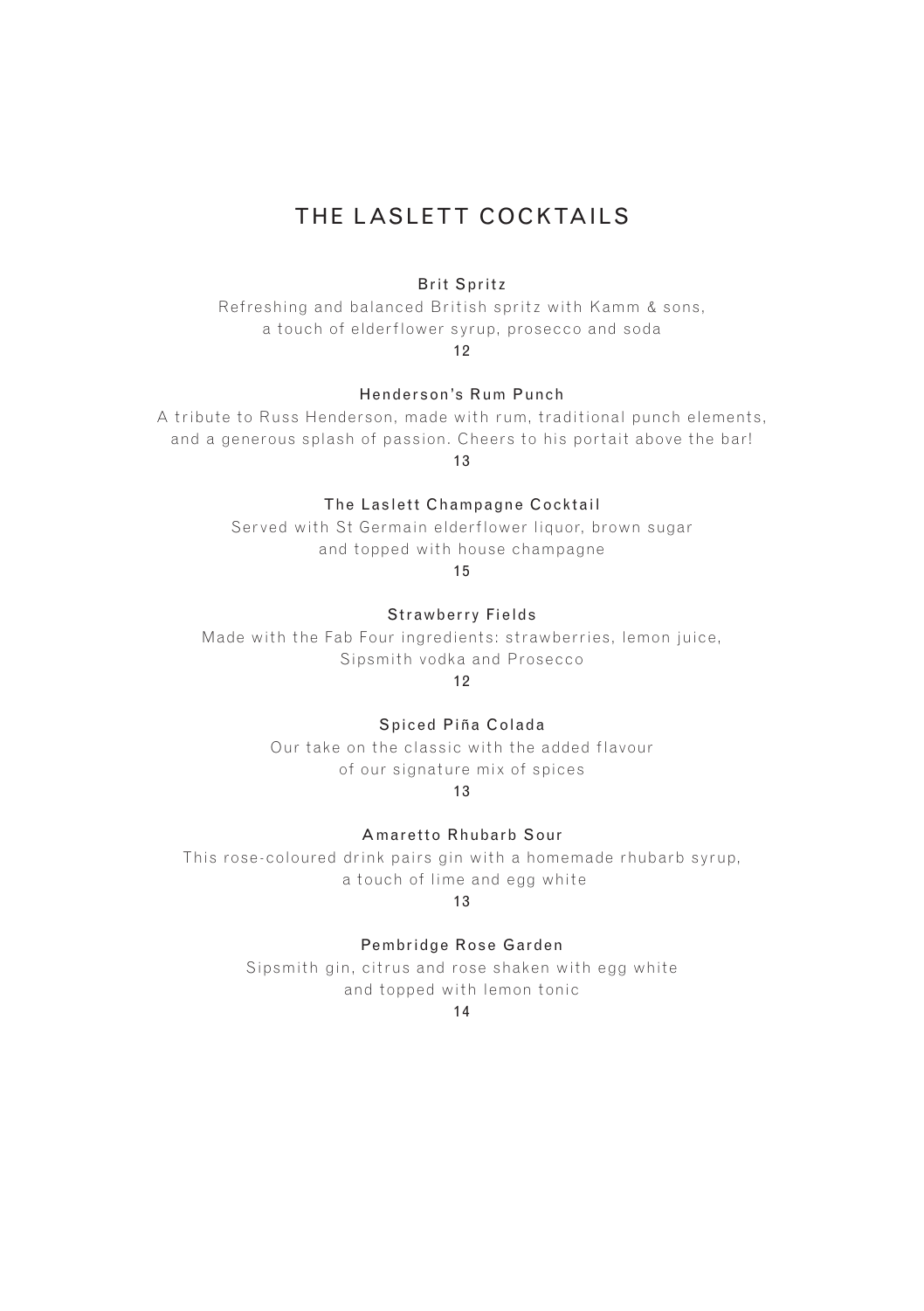# THE LASLETT COCKTAILS

### Brit Spritz

Refreshing and balanced British spritz with Kamm & sons,
a touch of elderflower syrup, prosecco and soda

12

### Henderson's Rum Punch

A tribute to Russ Henderson, made with rum, traditional punch elements,
and a generous splash of passion. Cheers to his portait above the bar!

13

### The Laslett Champagne Cocktail

Served with St Germain elderflower liquor, brown sugar
and topped with house champagne

15

### Strawberry Fields

Made with the Fab Four ingredients: strawberries, lemon juice,
Sipsmith vodka and Prosecco

12

### Spiced Piña Colada

Our take on the classic with the added flavour
of our signature mix of spices

13

### Amaretto Rhubarb Sour

This rose-coloured drink pairs gin with a homemade rhubarb syrup,
a touch of lime and egg white

13

### Pembridge Rose Garden

Sipsmith gin, citrus and rose shaken with egg white
and topped with lemon tonic

14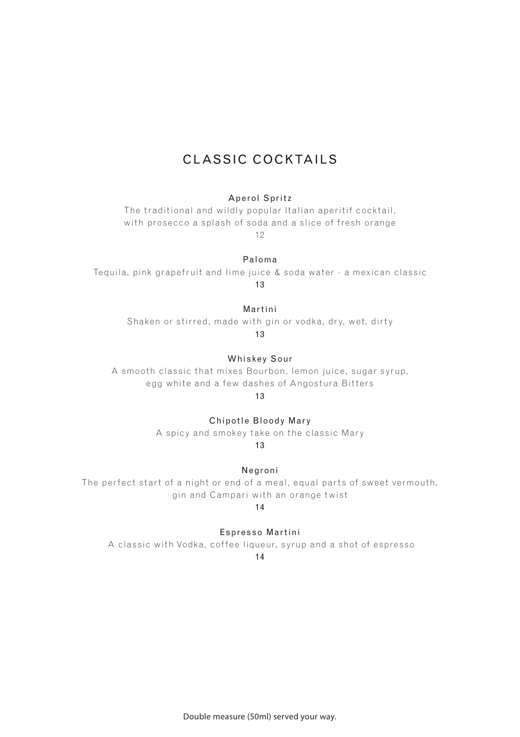# CLASSIC COCKTAILS

**Aperol Spritz**

The traditional and wildly popular Italian aperitif cocktail,
with prosecco a splash of soda and a slice of fresh orange

12

**Paloma**

Tequila, pink grapefruit and lime juice & soda water - a mexican classic

13

**Martini**

Shaken or stirred, made with gin or vodka, dry, wet, dirty

13

**Whiskey Sour**

A smooth classic that mixes Bourbon, lemon juice, sugar syrup,
egg white and a few dashes of Angostura Bitters

13

**Chipotle Bloody Mary**

A spicy and smokey take on the classic Mary

13

**Negroni**

The perfect start of a night or end of a meal, equal parts of sweet vermouth,
gin and Campari with an orange twist

14

**Espresso Martini**

A classic with Vodka, coffee liqueur, syrup and a shot of espresso

14

Double measure (50ml) served your way.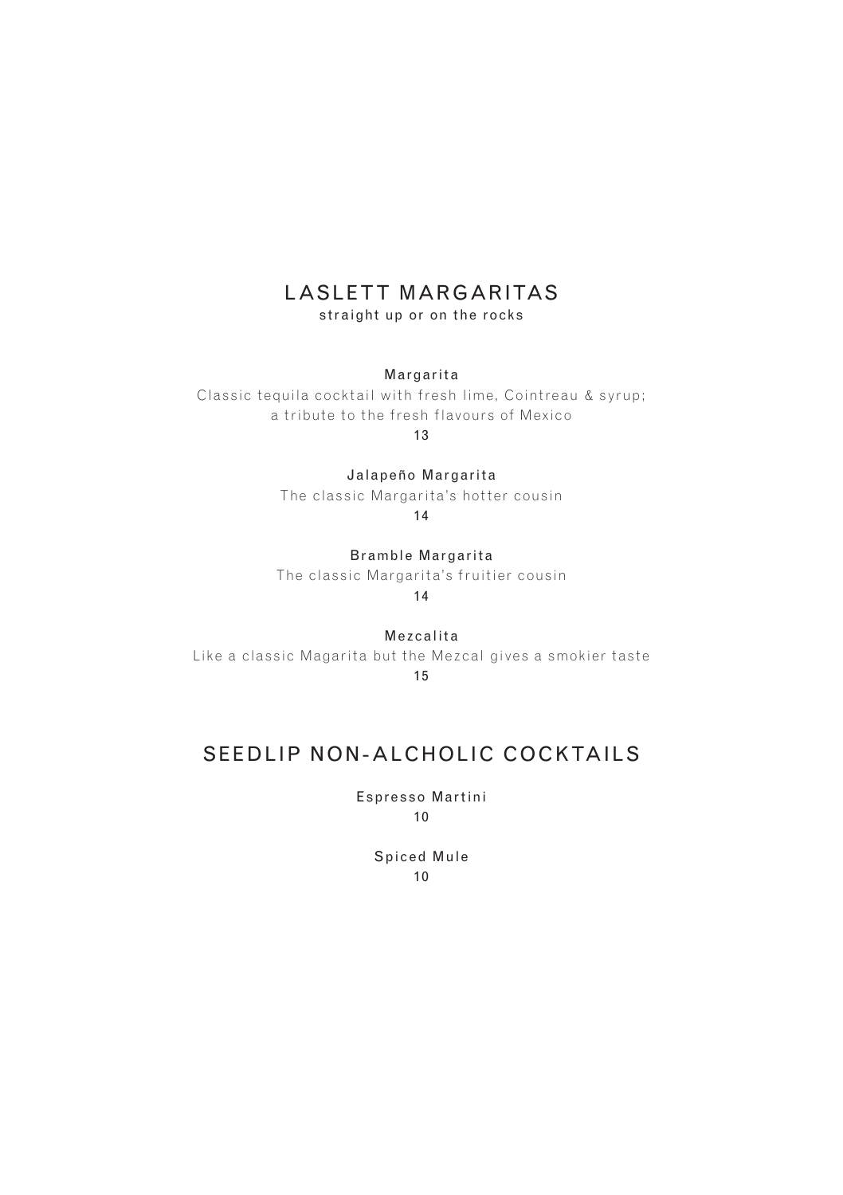## LASLETT MARGARITAS

straight up or on the rocks

**Margarita**
Classic tequila cocktail with fresh lime, Cointreau & syrup;
a tribute to the fresh flavours of Mexico
13

**Jalapeño Margarita**
The classic Margarita's hotter cousin
14

**Bramble Margarita**
The classic Margarita's fruitier cousin
14

**Mezcalita**
Like a classic Magarita but the Mezcal gives a smokier taste
15

## SEEDLIP NON-ALCHOLIC COCKTAILS

**Espresso Martini**
10

**Spiced Mule**
10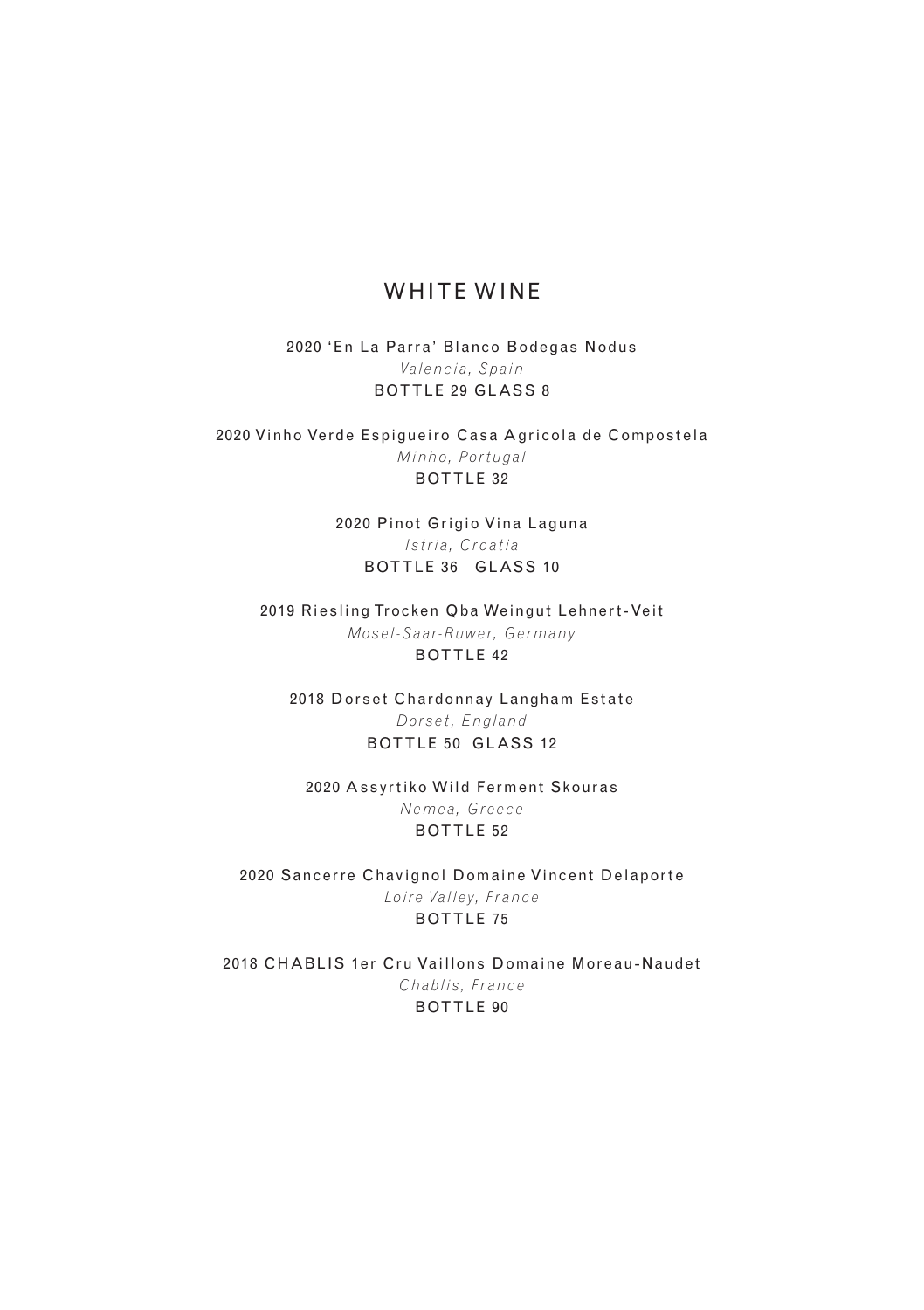# WHITE WINE

2020 'En La Parra' Blanco Bodegas Nodus
*Valencia, Spain*
BOTTLE 29 GLASS 8

2020 Vinho Verde Espigueiro Casa Agricola de Compostela
*Minho, Portugal*
BOTTLE 32

2020 Pinot Grigio Vina Laguna
*Istria, Croatia*
BOTTLE 36 GLASS 10

2019 Riesling Trocken Qba Weingut Lehnert-Veit
*Mosel-Saar-Ruwer, Germany*
BOTTLE 42

2018 Dorset Chardonnay Langham Estate
*Dorset, England*
BOTTLE 50 GLASS 12

2020 Assyrtiko Wild Ferment Skouras
*Nemea, Greece*
BOTTLE 52

2020 Sancerre Chavignol Domaine Vincent Delaporte
*Loire Valley, France*
BOTTLE 75

2018 CHABLIS 1er Cru Vaillons Domaine Moreau-Naudet
*Chablis, France*
BOTTLE 90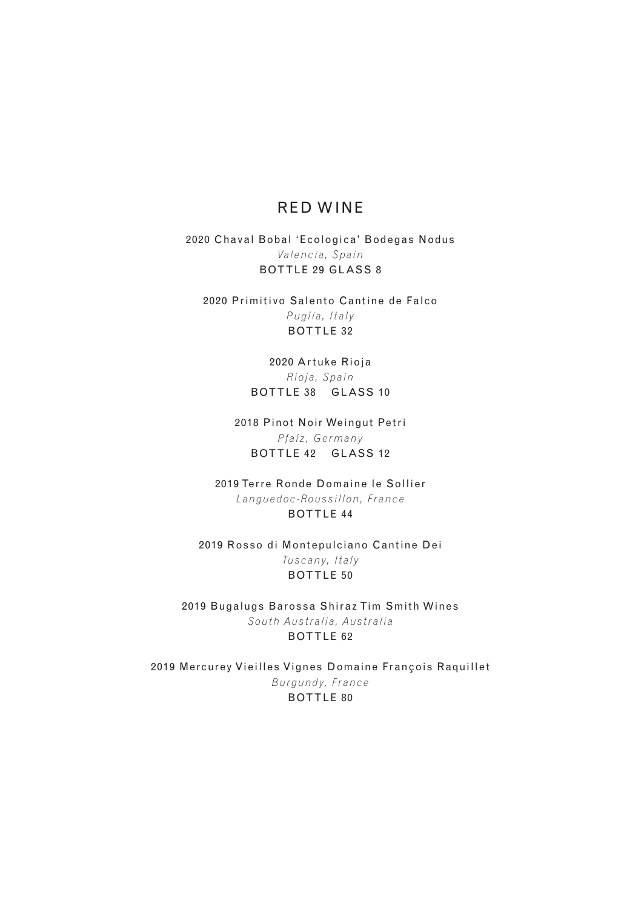# RED WINE

2020 Chaval Bobal 'Ecologica' Bodegas Nodus
*Valencia, Spain*
BOTTLE 29 GLASS 8

2020 Primitivo Salento Cantine de Falco
*Puglia, Italy*
BOTTLE 32

2020 Artuke Rioja
*Rioja, Spain*
BOTTLE 38 GLASS 10

2018 Pinot Noir Weingut Petri
*Pfalz, Germany*
BOTTLE 42 GLASS 12

2019 Terre Ronde Domaine le Sollier
*Languedoc-Roussillon, France*
BOTTLE 44

2019 Rosso di Montepulciano Cantine Dei
*Tuscany, Italy*
BOTTLE 50

2019 Bugalugs Barossa Shiraz Tim Smith Wines
*South Australia, Australia*
BOTTLE 62

2019 Mercurey Vieilles Vignes Domaine François Raquillet
*Burgundy, France*
BOTTLE 80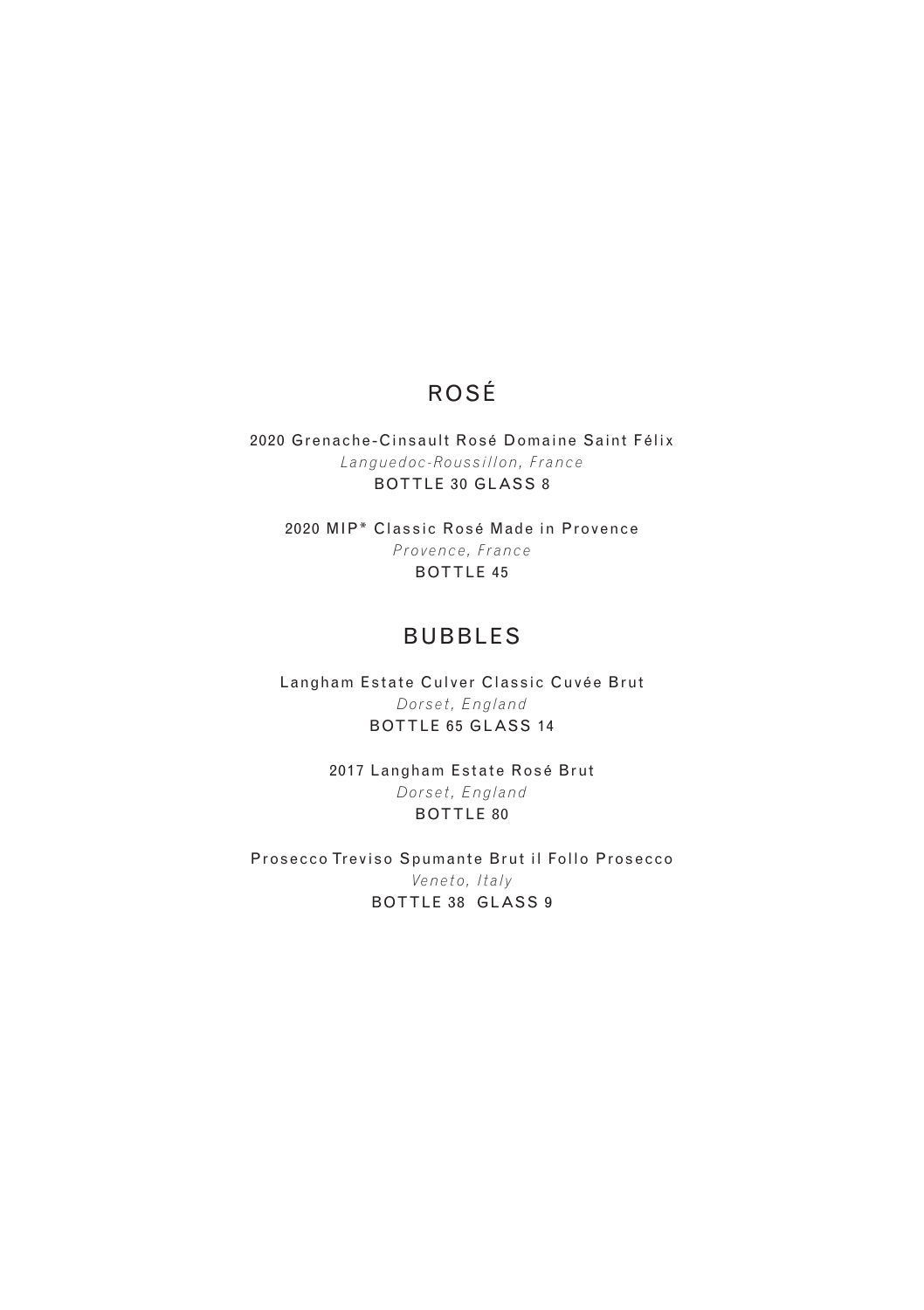# ROSÉ

2020 Grenache-Cinsault Rosé Domaine Saint Félix
*Languedoc-Roussillon, France*
BOTTLE 30 GLASS 8

2020 MIP* Classic Rosé Made in Provence
*Provence, France*
BOTTLE 45

# BUBBLES

Langham Estate Culver Classic Cuvée Brut
*Dorset, England*
BOTTLE 65 GLASS 14

2017 Langham Estate Rosé Brut
*Dorset, England*
BOTTLE 80

Prosecco Treviso Spumante Brut il Follo Prosecco
*Veneto, Italy*
BOTTLE 38 GLASS 9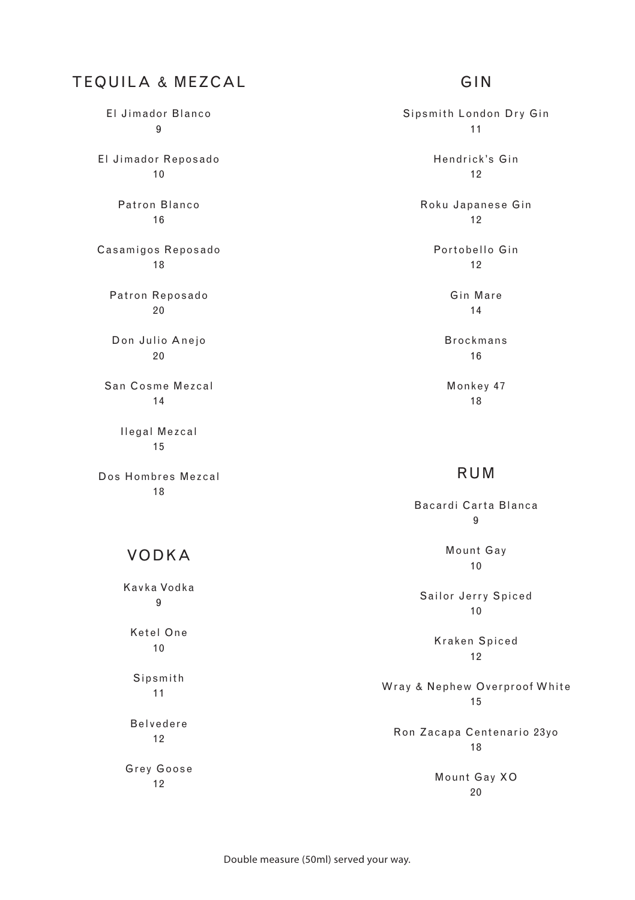## TEQUILA & MEZCAL

El Jimador Blanco
9

El Jimador Reposado
10

Patron Blanco
16

Casamigos Reposado
18

Patron Reposado
20

Don Julio Anejo
20

San Cosme Mezcal
14

Ilegal Mezcal
15

Dos Hombres Mezcal
18

## VODKA

Kavka Vodka
9

Ketel One
10

Sipsmith
11

Belvedere
12

Grey Goose
12

## GIN

Sipsmith London Dry Gin
11

Hendrick's Gin
12

Roku Japanese Gin
12

Portobello Gin
12

Gin Mare
14

Brockmans
16

Monkey 47
18

## RUM

Bacardi Carta Blanca
9

Mount Gay
10

Sailor Jerry Spiced
10

Kraken Spiced
12

Wray & Nephew Overproof White
15

Ron Zacapa Centenario 23yo
18

Mount Gay XO
20

Double measure (50ml) served your way.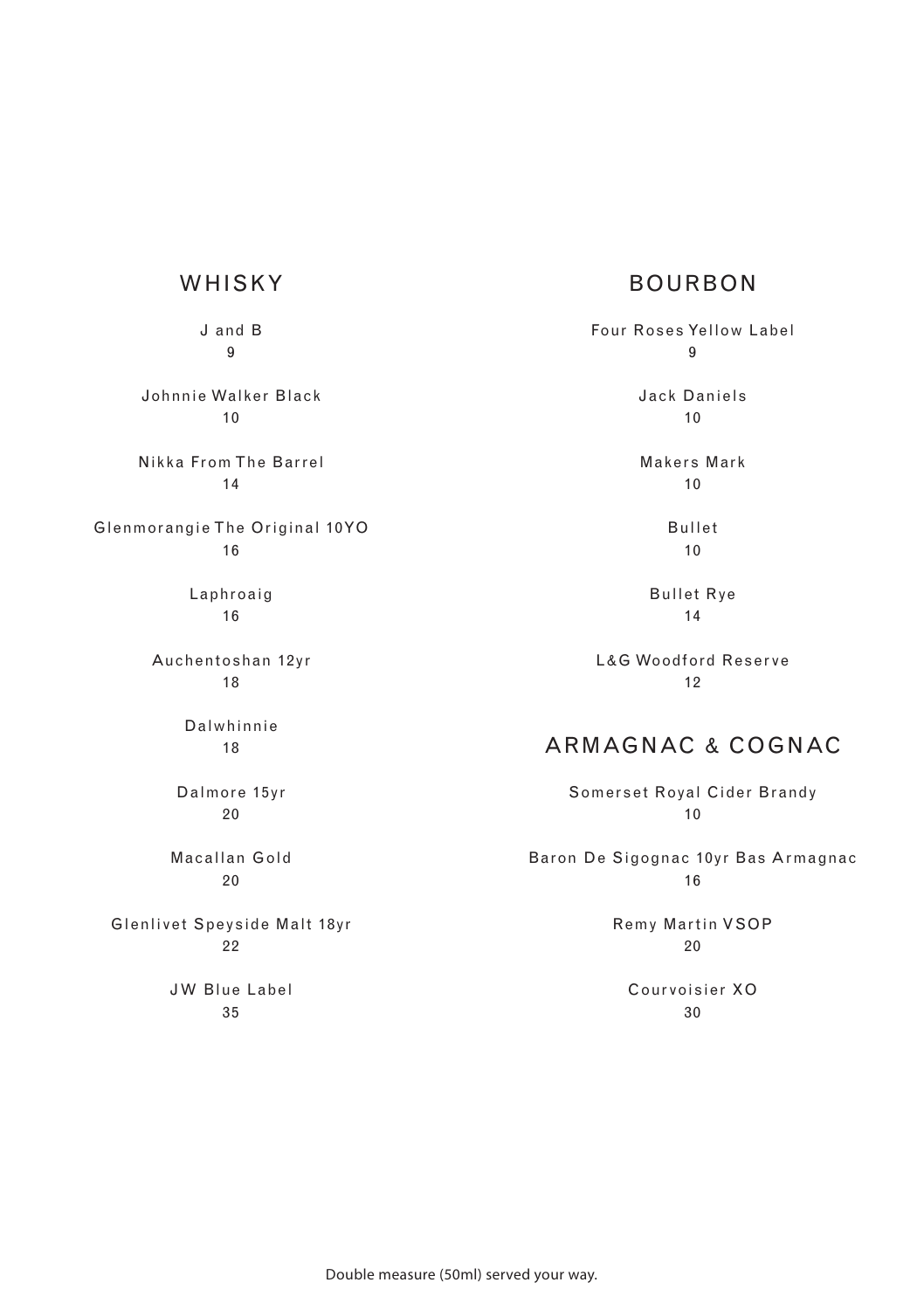## WHISKY

J and B
9

Johnnie Walker Black
10

Nikka From The Barrel
14

Glenmorangie The Original 10YO
16

Laphroaig
16

Auchentoshan 12yr
18

Dalwhinnie
18

Dalmore 15yr
20

Macallan Gold
20

Glenlivet Speyside Malt 18yr
22

JW Blue Label
35

## BOURBON

Four Roses Yellow Label
9

Jack Daniels
10

Makers Mark
10

Bullet
10

Bullet Rye
14

L&G Woodford Reserve
12

## ARMAGNAC & COGNAC

Somerset Royal Cider Brandy
10

Baron De Sigognac 10yr Bas Armagnac
16

Remy Martin VSOP
20

Courvoisier XO
30

Double measure (50ml) served your way.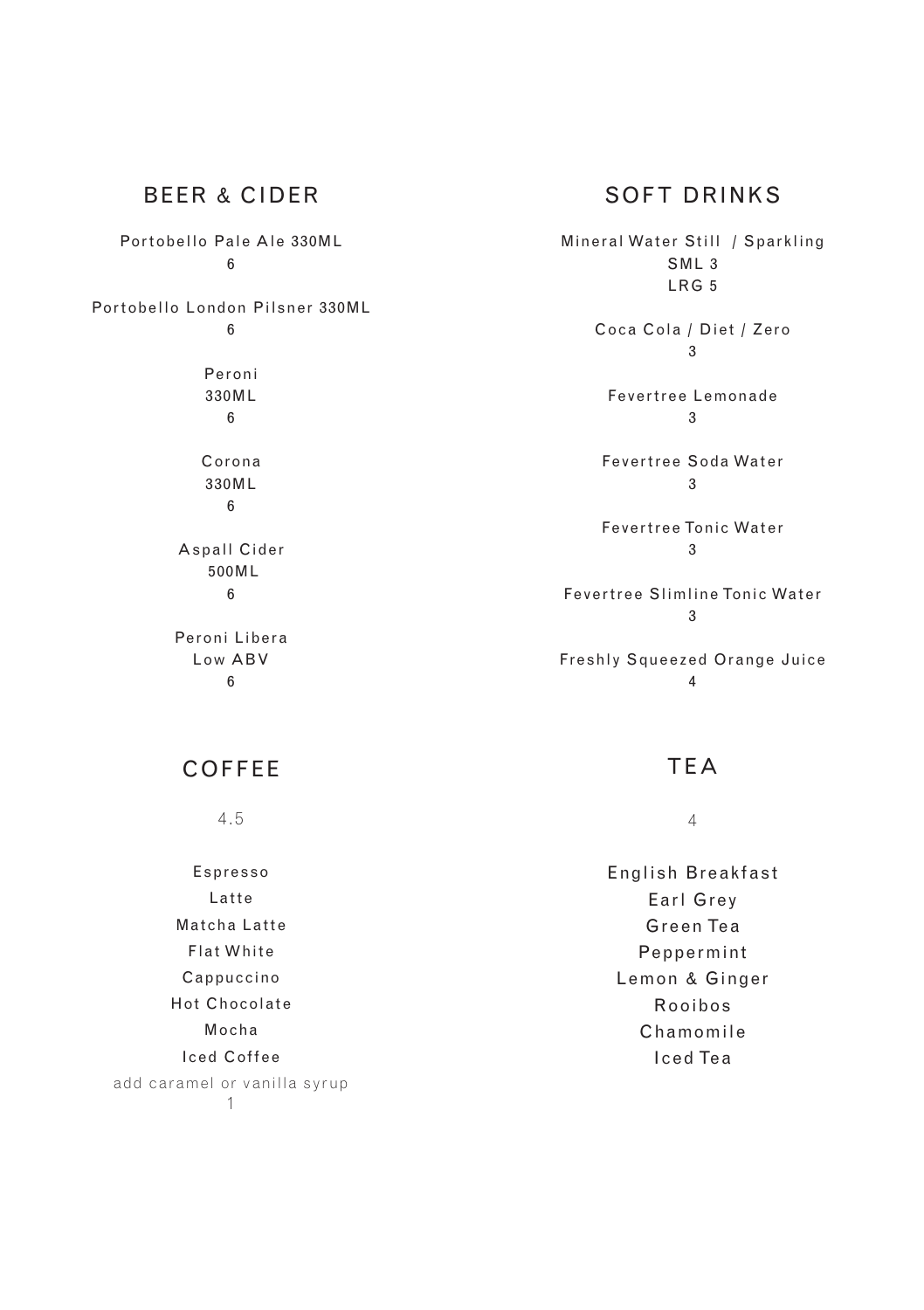## BEER & CIDER

Portobello Pale Ale 330ML
6

Portobello London Pilsner 330ML
6

Peroni
330ML
6

Corona
330ML
6

Aspall Cider
500ML
6

Peroni Libera
Low ABV
6

## SOFT DRINKS

Mineral Water Still / Sparkling
SML 3
LRG 5

Coca Cola / Diet / Zero
3

Fevertree Lemonade
3

Fevertree Soda Water
3

Fevertree Tonic Water
3

Fevertree Slimline Tonic Water
3

Freshly Squeezed Orange Juice
4

## COFFEE

4.5

Espresso
Latte
Matcha Latte
Flat White
Cappuccino
Hot Chocolate
Mocha
Iced Coffee

add caramel or vanilla syrup
1

## TEA

4

English Breakfast
Earl Grey
Green Tea
Peppermint
Lemon & Ginger
Rooibos
Chamomile
Iced Tea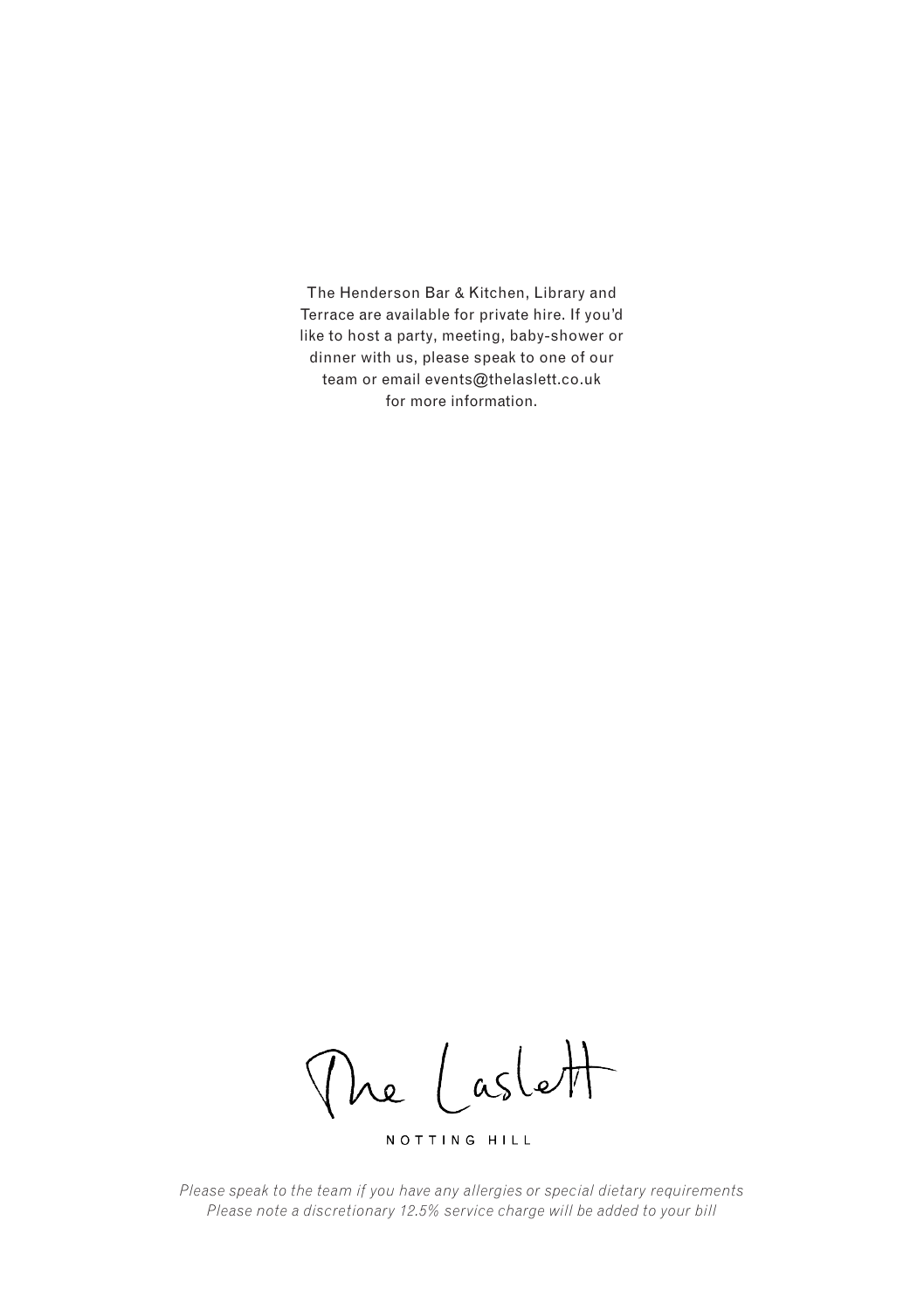The Henderson Bar & Kitchen, Library and Terrace are available for private hire. If you'd like to host a party, meeting, baby-shower or dinner with us, please speak to one of our team or email events@thelaslett.co.uk for more information.

The Laslett

NOTTING HILL

*Please speak to the team if you have any allergies or special dietary requirements*
*Please note a discretionary 12.5% service charge will be added to your bill*